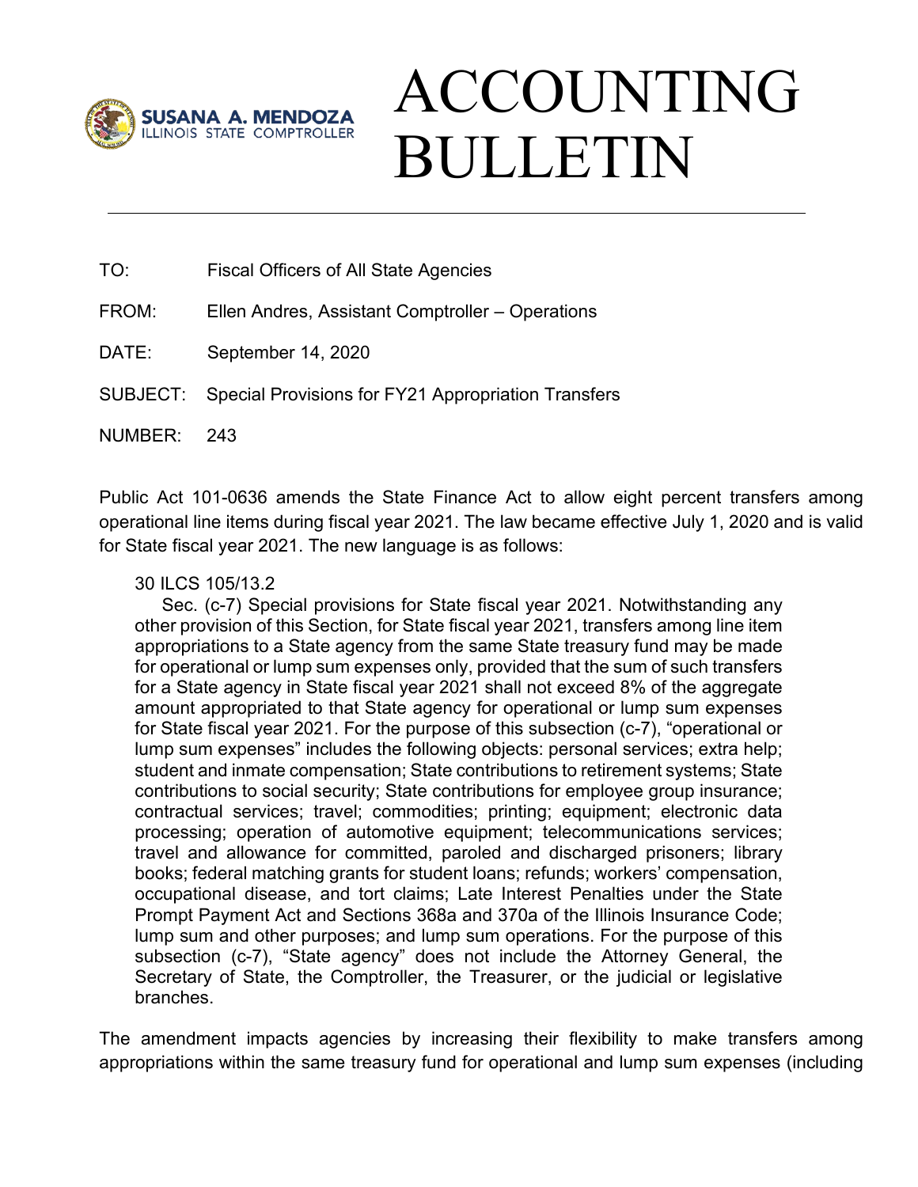SUSANA A. MENDOZA
ILLINOIS STATE COMPTROLLER

# ACCOUNTING BULLETIN

---

TO: Fiscal Officers of All State Agencies

FROM: Ellen Andres, Assistant Comptroller – Operations

DATE: September 14, 2020

SUBJECT: Special Provisions for FY21 Appropriation Transfers

NUMBER: 243

Public Act 101-0636 amends the State Finance Act to allow eight percent transfers among operational line items during fiscal year 2021. The law became effective July 1, 2020 and is valid for State fiscal year 2021. The new language is as follows:

> 30 ILCS 105/13.2
>
> Sec. (c-7) Special provisions for State fiscal year 2021. Notwithstanding any other provision of this Section, for State fiscal year 2021, transfers among line item appropriations to a State agency from the same State treasury fund may be made for operational or lump sum expenses only, provided that the sum of such transfers for a State agency in State fiscal year 2021 shall not exceed 8% of the aggregate amount appropriated to that State agency for operational or lump sum expenses for State fiscal year 2021. For the purpose of this subsection (c-7), "operational or lump sum expenses" includes the following objects: personal services; extra help; student and inmate compensation; State contributions to retirement systems; State contributions to social security; State contributions for employee group insurance; contractual services; travel; commodities; printing; equipment; electronic data processing; operation of automotive equipment; telecommunications services; travel and allowance for committed, paroled and discharged prisoners; library books; federal matching grants for student loans; refunds; workers' compensation, occupational disease, and tort claims; Late Interest Penalties under the State Prompt Payment Act and Sections 368a and 370a of the Illinois Insurance Code; lump sum and other purposes; and lump sum operations. For the purpose of this subsection (c-7), "State agency" does not include the Attorney General, the Secretary of State, the Comptroller, the Treasurer, or the judicial or legislative branches.

The amendment impacts agencies by increasing their flexibility to make transfers among appropriations within the same treasury fund for operational and lump sum expenses (including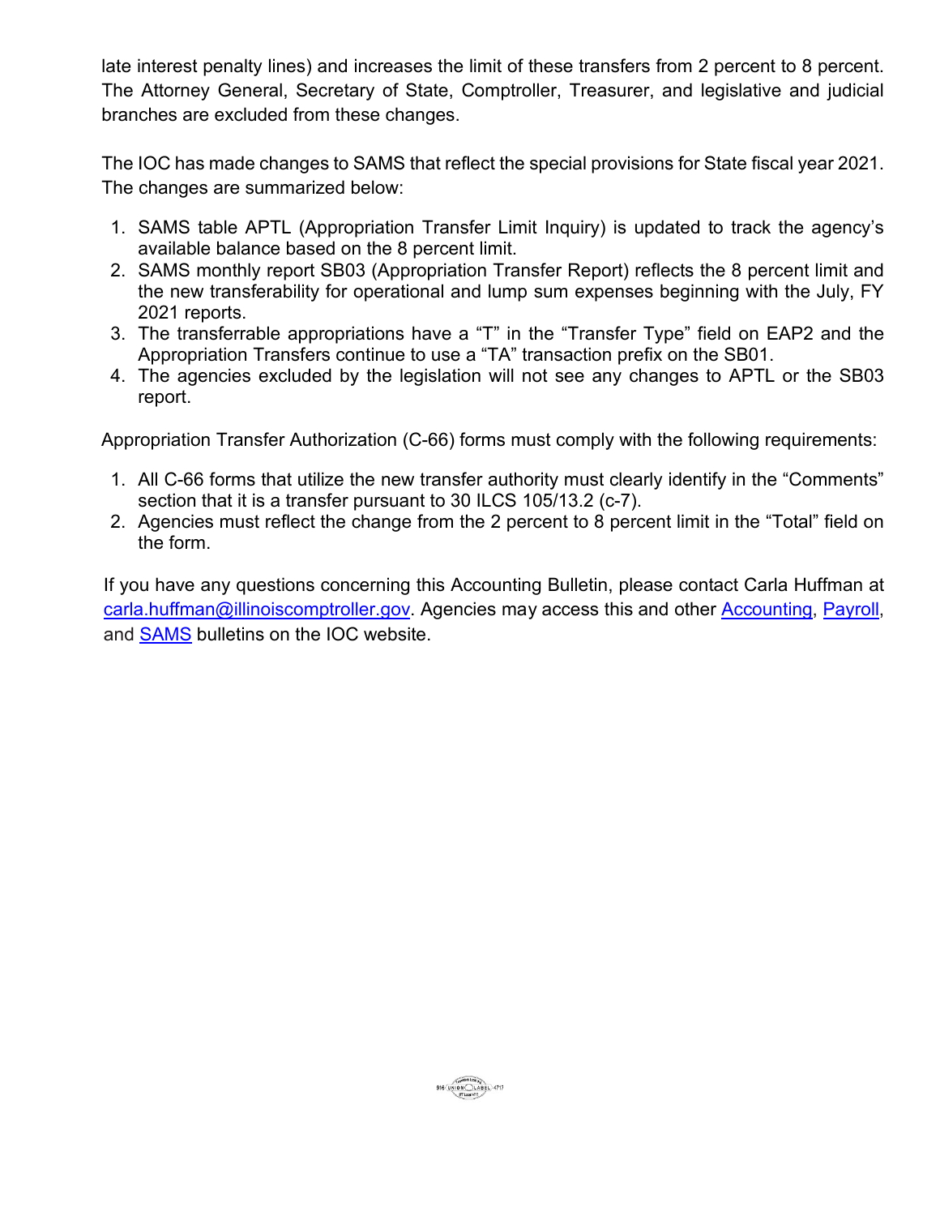late interest penalty lines) and increases the limit of these transfers from 2 percent to 8 percent. The Attorney General, Secretary of State, Comptroller, Treasurer, and legislative and judicial branches are excluded from these changes.

The IOC has made changes to SAMS that reflect the special provisions for State fiscal year 2021. The changes are summarized below:

1. SAMS table APTL (Appropriation Transfer Limit Inquiry) is updated to track the agency's available balance based on the 8 percent limit.
2. SAMS monthly report SB03 (Appropriation Transfer Report) reflects the 8 percent limit and the new transferability for operational and lump sum expenses beginning with the July, FY 2021 reports.
3. The transferrable appropriations have a "T" in the "Transfer Type" field on EAP2 and the Appropriation Transfers continue to use a "TA" transaction prefix on the SB01.
4. The agencies excluded by the legislation will not see any changes to APTL or the SB03 report.

Appropriation Transfer Authorization (C-66) forms must comply with the following requirements:

1. All C-66 forms that utilize the new transfer authority must clearly identify in the "Comments" section that it is a transfer pursuant to 30 ILCS 105/13.2 (c-7).
2. Agencies must reflect the change from the 2 percent to 8 percent limit in the "Total" field on the form.

If you have any questions concerning this Accounting Bulletin, please contact Carla Huffman at [carla.huffman@illinoiscomptroller.gov](mailto:carla.huffman@illinoiscomptroller.gov). Agencies may access this and other [Accounting](), [Payroll](), and [SAMS]() bulletins on the IOC website.